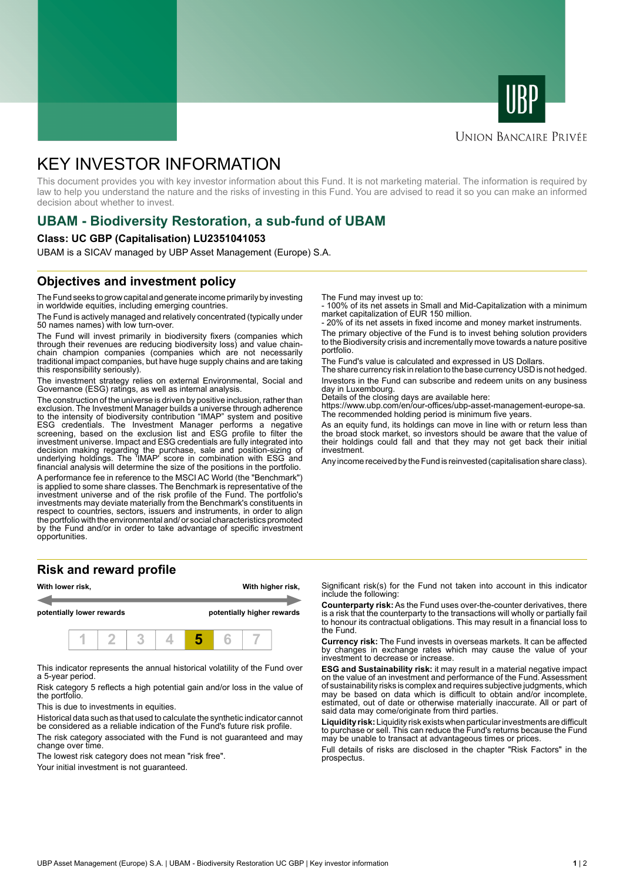UNION BANCAIRE PRIVÉE

# KEY INVESTOR INFORMATION

This document provides you with key investor information about this Fund. It is not marketing material. The information is required by law to help you understand the nature and the risks of investing in this Fund. You are advised to read it so you can make an informed decision about whether to invest.

## UBAM - Biodiversity Restoration, a sub-fund of UBAM

**Class: UC GBP (Capitalisation) LU2351041053**

UBAM is a SICAV managed by UBP Asset Management (Europe) S.A.

## Objectives and investment policy

The Fund seeks to grow capital and generate income primarily by investing in worldwide equities, including emerging countries.

The Fund is actively managed and relatively concentrated (typically under 50 names names) with low turn-over.

The Fund will invest primarily in biodiversity fixers (companies which through their revenues are reducing biodiversity loss) and value chain-chain champion companies (companies which are not necessarily traditional impact companies, but have huge supply chains and are taking this responsibility seriously).

The investment strategy relies on external Environmental, Social and Governance (ESG) ratings, as well as internal analysis.

The construction of the universe is driven by positive inclusion, rather than exclusion. The Investment Manager builds a universe through adherence to the intensity of biodiversity contribution "IMAP" system and positive ESG credentials. The Investment Manager performs a negative screening, based on the exclusion list and ESG profile to filter the investment universe. Impact and ESG credentials are fully integrated into decision making regarding the purchase, sale and position-sizing of underlying holdings. The 'IMAP' score in combination with ESG and financial analysis will determine the size of the positions in the portfolio.

A performance fee in reference to the MSCI AC World (the "Benchmark") is applied to some share classes. The Benchmark is representative of the investment universe and of the risk profile of the Fund. The portfolio's investments may deviate materially from the Benchmark's constituents in respect to countries, sectors, issuers and instruments, in order to align the portfolio with the environmental and/ or social characteristics promoted by the Fund and/or in order to take advantage of specific investment opportunities.

The Fund may invest up to:
- 100% of its net assets in Small and Mid-Capitalization with a minimum market capitalization of EUR 150 million.
- 20% of its net assets in fixed income and money market instruments.

The primary objective of the Fund is to invest behing solution providers to the Biodiversity crisis and incrementally move towards a nature positive portfolio.

The Fund's value is calculated and expressed in US Dollars.
The share currency risk in relation to the base currency USD is not hedged.

Investors in the Fund can subscribe and redeem units on any business day in Luxembourg.
Details of the closing days are available here:
https://www.ubp.com/en/our-offices/ubp-asset-management-europe-sa.
The recommended holding period is minimum five years.

As an equity fund, its holdings can move in line with or return less than the broad stock market, so investors should be aware that the value of their holdings could fall and that they may not get back their initial investment.

Any income received by the Fund is reinvested (capitalisation share class).

## Risk and reward profile

| With lower risk, | | | | | | With higher risk, |
|---|---|---|---|---|---|---|
| potentially lower rewards | | | | | | potentially higher rewards |
| 1 | 2 | 3 | 4 | **5** | 6 | 7 |

This indicator represents the annual historical volatility of the Fund over a 5-year period.

Risk category 5 reflects a high potential gain and/or loss in the value of the portfolio.

This is due to investments in equities.

Historical data such as that used to calculate the synthetic indicator cannot be considered as a reliable indication of the Fund's future risk profile.

The risk category associated with the Fund is not guaranteed and may change over time.

The lowest risk category does not mean "risk free".

Your initial investment is not guaranteed.

Significant risk(s) for the Fund not taken into account in this indicator include the following:

**Counterparty risk:** As the Fund uses over-the-counter derivatives, there is a risk that the counterparty to the transactions will wholly or partially fail to honour its contractual obligations. This may result in a financial loss to the Fund.

**Currency risk:** The Fund invests in overseas markets. It can be affected by changes in exchange rates which may cause the value of your investment to decrease or increase.

**ESG and Sustainability risk:** it may result in a material negative impact on the value of an investment and performance of the Fund. Assessment of sustainability risks is complex and requires subjective judgments, which may be based on data which is difficult to obtain and/or incomplete, estimated, out of date or otherwise materially inaccurate. All or part of said data may come/originate from third parties.

**Liquidity risk:** Liquidity risk exists when particular investments are difficult to purchase or sell. This can reduce the Fund's returns because the Fund may be unable to transact at advantageous times or prices.

Full details of risks are disclosed in the chapter "Risk Factors" in the prospectus.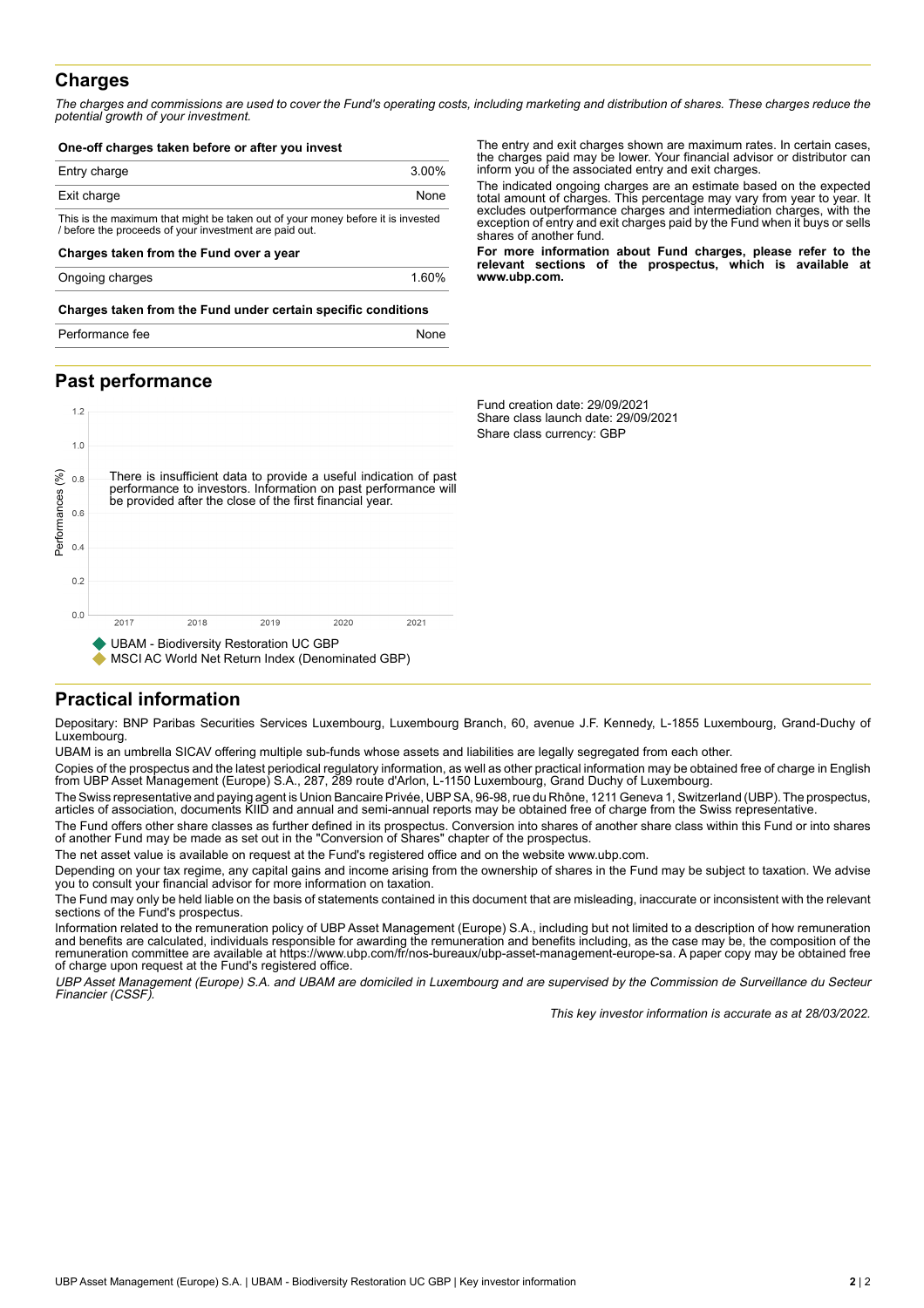## Charges

*The charges and commissions are used to cover the Fund's operating costs, including marketing and distribution of shares. These charges reduce the potential growth of your investment.*

| One-off charges taken before or after you invest | |
|---|---|
| Entry charge | 3.00% |
| Exit charge | None |

This is the maximum that might be taken out of your money before it is invested / before the proceeds of your investment are paid out.

| Charges taken from the Fund over a year | |
|---|---|
| Ongoing charges | 1.60% |

| Charges taken from the Fund under certain specific conditions | |
|---|---|
| Performance fee | None |

The entry and exit charges shown are maximum rates. In certain cases, the charges paid may be lower. Your financial advisor or distributor can inform you of the associated entry and exit charges.

The indicated ongoing charges are an estimate based on the expected total amount of charges. This percentage may vary from year to year. It excludes outperformance charges and intermediation charges, with the exception of entry and exit charges paid by the Fund when it buys or sells shares of another fund.

**For more information about Fund charges, please refer to the relevant sections of the prospectus, which is available at www.ubp.com.**

## Past performance

Performances (%)

1.2
1.0
0.8
0.6
0.4
0.2
0.0

2017 2018 2019 2020 2021

There is insufficient data to provide a useful indication of past performance to investors. Information on past performance will be provided after the close of the first financial year.

UBAM - Biodiversity Restoration UC GBP
MSCI AC World Net Return Index (Denominated GBP)

Fund creation date: 29/09/2021
Share class launch date: 29/09/2021
Share class currency: GBP

## Practical information

Depositary: BNP Paribas Securities Services Luxembourg, Luxembourg Branch, 60, avenue J.F. Kennedy, L-1855 Luxembourg, Grand-Duchy of Luxembourg.

UBAM is an umbrella SICAV offering multiple sub-funds whose assets and liabilities are legally segregated from each other.

Copies of the prospectus and the latest periodical regulatory information, as well as other practical information may be obtained free of charge in English from UBP Asset Management (Europe) S.A., 287, 289 route d'Arlon, L-1150 Luxembourg, Grand Duchy of Luxembourg.

The Swiss representative and paying agent is Union Bancaire Privée, UBP SA, 96-98, rue du Rhône, 1211 Geneva 1, Switzerland (UBP). The prospectus, articles of association, documents KIID and annual and semi-annual reports may be obtained free of charge from the Swiss representative.

The Fund offers other share classes as further defined in its prospectus. Conversion into shares of another share class within this Fund or into shares of another Fund may be made as set out in the "Conversion of Shares" chapter of the prospectus.

The net asset value is available on request at the Fund's registered office and on the website www.ubp.com.

Depending on your tax regime, any capital gains and income arising from the ownership of shares in the Fund may be subject to taxation. We advise you to consult your financial advisor for more information on taxation.

The Fund may only be held liable on the basis of statements contained in this document that are misleading, inaccurate or inconsistent with the relevant sections of the Fund's prospectus.

Information related to the remuneration policy of UBP Asset Management (Europe) S.A., including but not limited to a description of how remuneration and benefits are calculated, individuals responsible for awarding the remuneration and benefits including, as the case may be, the composition of the remuneration committee are available at https://www.ubp.com/fr/nos-bureaux/ubp-asset-management-europe-sa. A paper copy may be obtained free of charge upon request at the Fund's registered office.

*UBP Asset Management (Europe) S.A. and UBAM are domiciled in Luxembourg and are supervised by the Commission de Surveillance du Secteur Financier (CSSF).*

*This key investor information is accurate as at 28/03/2022.*